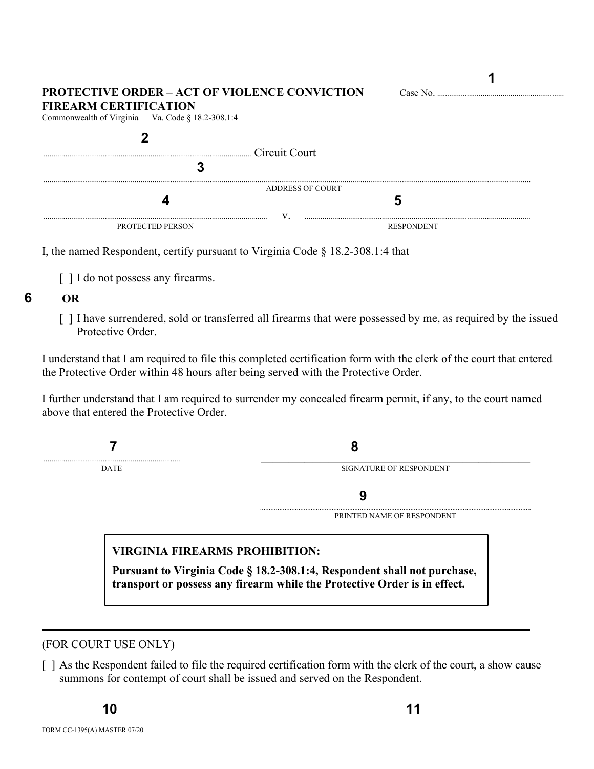**1**

**PROTECTIVE ORDER – ACT OF VIOLENCE CONVICTION FIREARM CERTIFICATION**

Commonwealth of Virginia    Va. Code § 18.2-308.1:4

Case No. ..............................................................

**2**

........................................................................................................ Circuit Court

**3**

..................................................................................................................................................................................................
ADDRESS OF COURT

**4** **5**

........................................................................................ v. ........................................................................................
PROTECTED PERSON RESPONDENT

I, the named Respondent, certify pursuant to Virginia Code § 18.2-308.1:4 that

[ ] I do not possess any firearms.

**6** **OR**

[ ] I have surrendered, sold or transferred all firearms that were possessed by me, as required by the issued Protective Order.

I understand that I am required to file this completed certification form with the clerk of the court that entered the Protective Order within 48 hours after being served with the Protective Order.

I further understand that I am required to surrender my concealed firearm permit, if any, to the court named above that entered the Protective Order.

**7** **8**

..................................................................... ______________________________________________
DATE SIGNATURE OF RESPONDENT

**9**

..........................................................................................................
PRINTED NAME OF RESPONDENT

> **VIRGINIA FIREARMS PROHIBITION:**
>
> **Pursuant to Virginia Code § 18.2-308.1:4, Respondent shall not purchase, transport or possess any firearm while the Protective Order is in effect.**

---

(FOR COURT USE ONLY)

[ ] As the Respondent failed to file the required certification form with the clerk of the court, a show cause summons for contempt of court shall be issued and served on the Respondent.

**10** **11**

FORM CC-1395(A) MASTER 07/20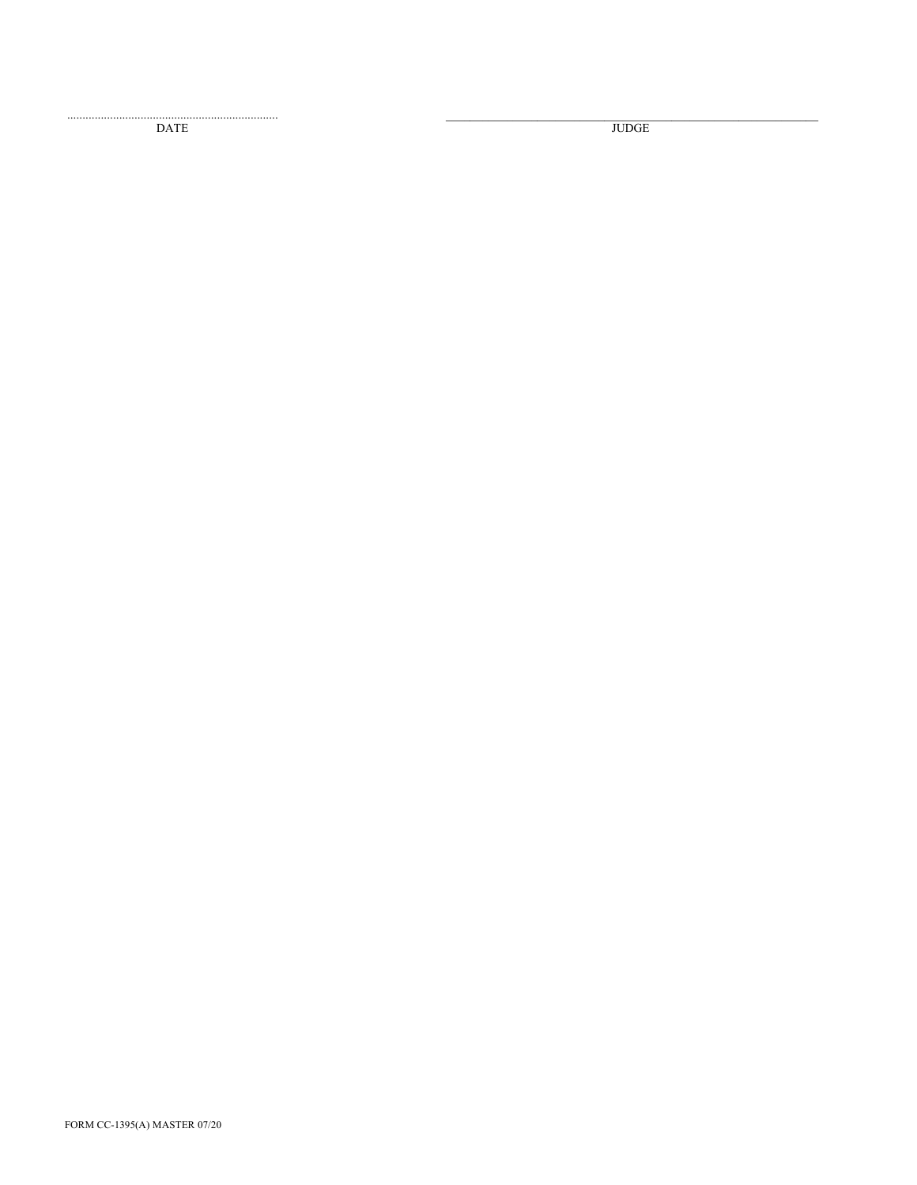.................................................................... DATE

\_\_\_\_\_\_\_\_\_\_\_\_\_\_\_\_\_\_\_\_\_\_\_\_\_\_\_\_\_\_\_\_\_\_\_\_\_\_\_\_\_\_\_\_\_\_\_\_\_\_ JUDGE

FORM CC-1395(A) MASTER 07/20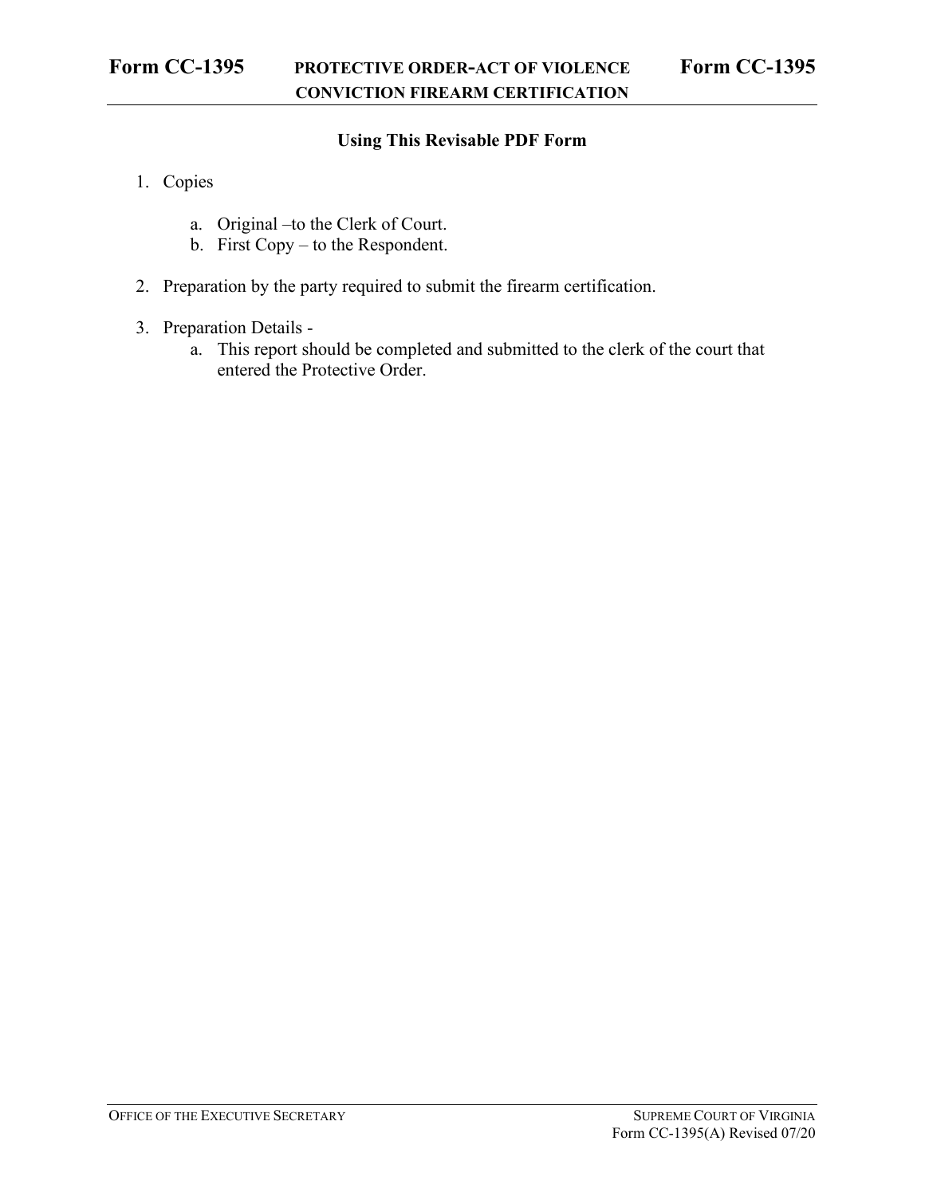# Form CC-1395 PROTECTIVE ORDER-ACT OF VIOLENCE CONVICTION FIREARM CERTIFICATION Form CC-1395

## Using This Revisable PDF Form

1. Copies

   a. Original –to the Clerk of Court.
   b. First Copy – to the Respondent.

2. Preparation by the party required to submit the firearm certification.

3. Preparation Details -
   a. This report should be completed and submitted to the clerk of the court that entered the Protective Order.

OFFICE OF THE EXECUTIVE SECRETARY SUPREME COURT OF VIRGINIA
Form CC-1395(A) Revised 07/20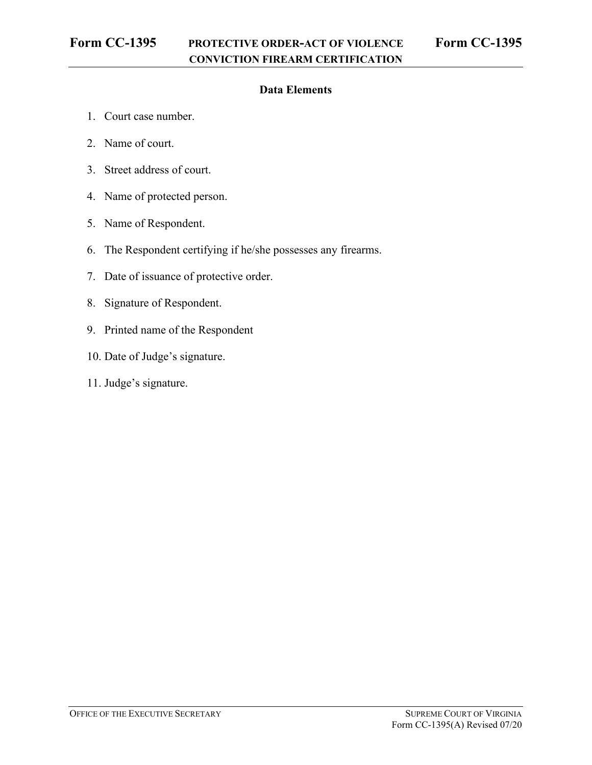# Form CC-1395 PROTECTIVE ORDER-ACT OF VIOLENCE CONVICTION FIREARM CERTIFICATION Form CC-1395

## Data Elements

1. Court case number.
2. Name of court.
3. Street address of court.
4. Name of protected person.
5. Name of Respondent.
6. The Respondent certifying if he/she possesses any firearms.
7. Date of issuance of protective order.
8. Signature of Respondent.
9. Printed name of the Respondent
10. Date of Judge's signature.
11. Judge's signature.

OFFICE OF THE EXECUTIVE SECRETARY SUPREME COURT OF VIRGINIA
Form CC-1395(A) Revised 07/20